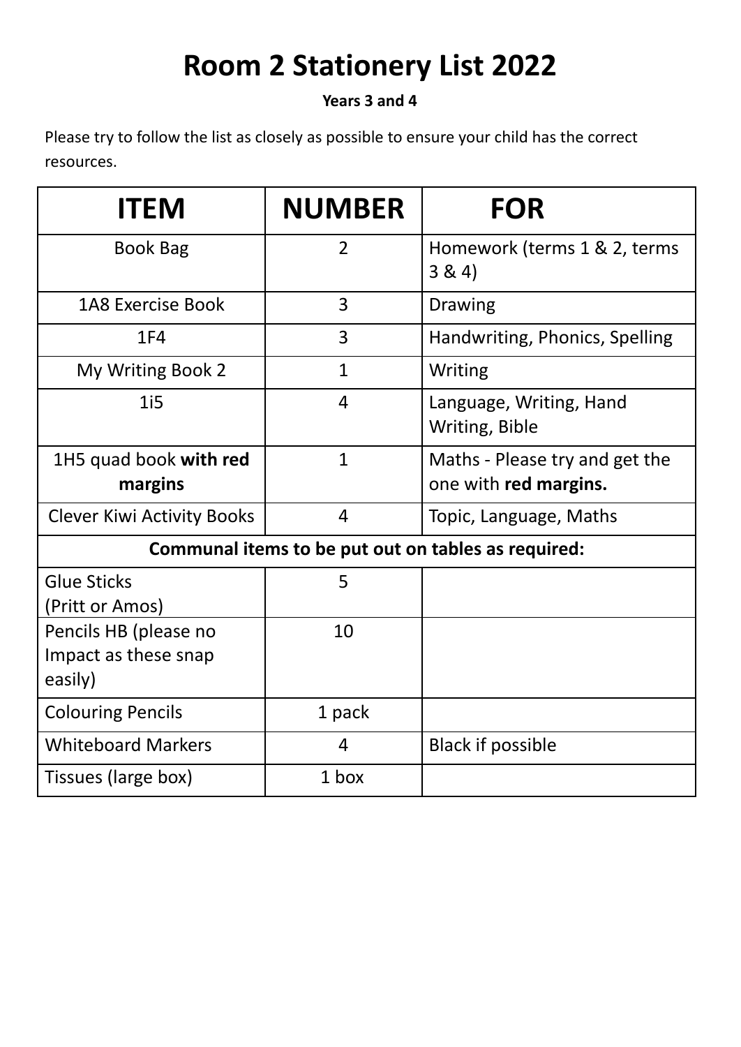# Room 2 Stationery List 2022

**Years 3 and 4**

Please try to follow the list as closely as possible to ensure your child has the correct resources.

| ITEM | NUMBER | FOR |
|---|---|---|
| Book Bag | 2 | Homework (terms 1 & 2, terms 3 & 4) |
| 1A8 Exercise Book | 3 | Drawing |
| 1F4 | 3 | Handwriting, Phonics, Spelling |
| My Writing Book 2 | 1 | Writing |
| 1i5 | 4 | Language, Writing, Hand Writing, Bible |
| 1H5 quad book **with red margins** | 1 | Maths - Please try and get the one with **red margins.** |
| Clever Kiwi Activity Books | 4 | Topic, Language, Maths |
| **Communal items to be put out on tables as required:** | | |
| Glue Sticks (Pritt or Amos) | 5 | |
| Pencils HB (please no Impact as these snap easily) | 10 | |
| Colouring Pencils | 1 pack | |
| Whiteboard Markers | 4 | Black if possible |
| Tissues (large box) | 1 box | |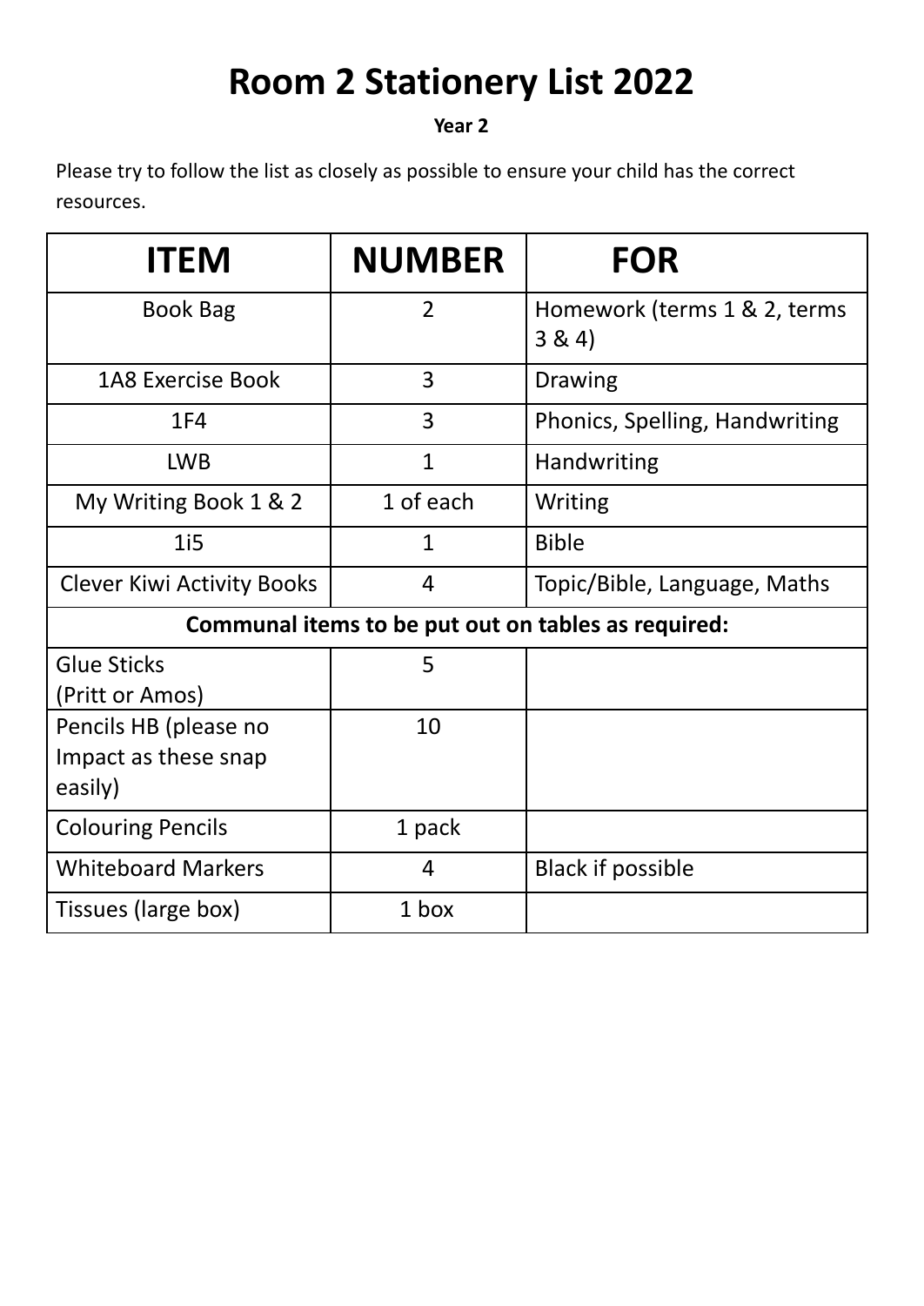# Room 2 Stationery List 2022

**Year 2**

Please try to follow the list as closely as possible to ensure your child has the correct resources.

| ITEM | NUMBER | FOR |
|---|---|---|
| Book Bag | 2 | Homework (terms 1 & 2, terms 3 & 4) |
| 1A8 Exercise Book | 3 | Drawing |
| 1F4 | 3 | Phonics, Spelling, Handwriting |
| LWB | 1 | Handwriting |
| My Writing Book 1 & 2 | 1 of each | Writing |
| 1i5 | 1 | Bible |
| Clever Kiwi Activity Books | 4 | Topic/Bible, Language, Maths |
| **Communal items to be put out on tables as required:** | | |
| Glue Sticks (Pritt or Amos) | 5 | |
| Pencils HB (please no Impact as these snap easily) | 10 | |
| Colouring Pencils | 1 pack | |
| Whiteboard Markers | 4 | Black if possible |
| Tissues (large box) | 1 box | |